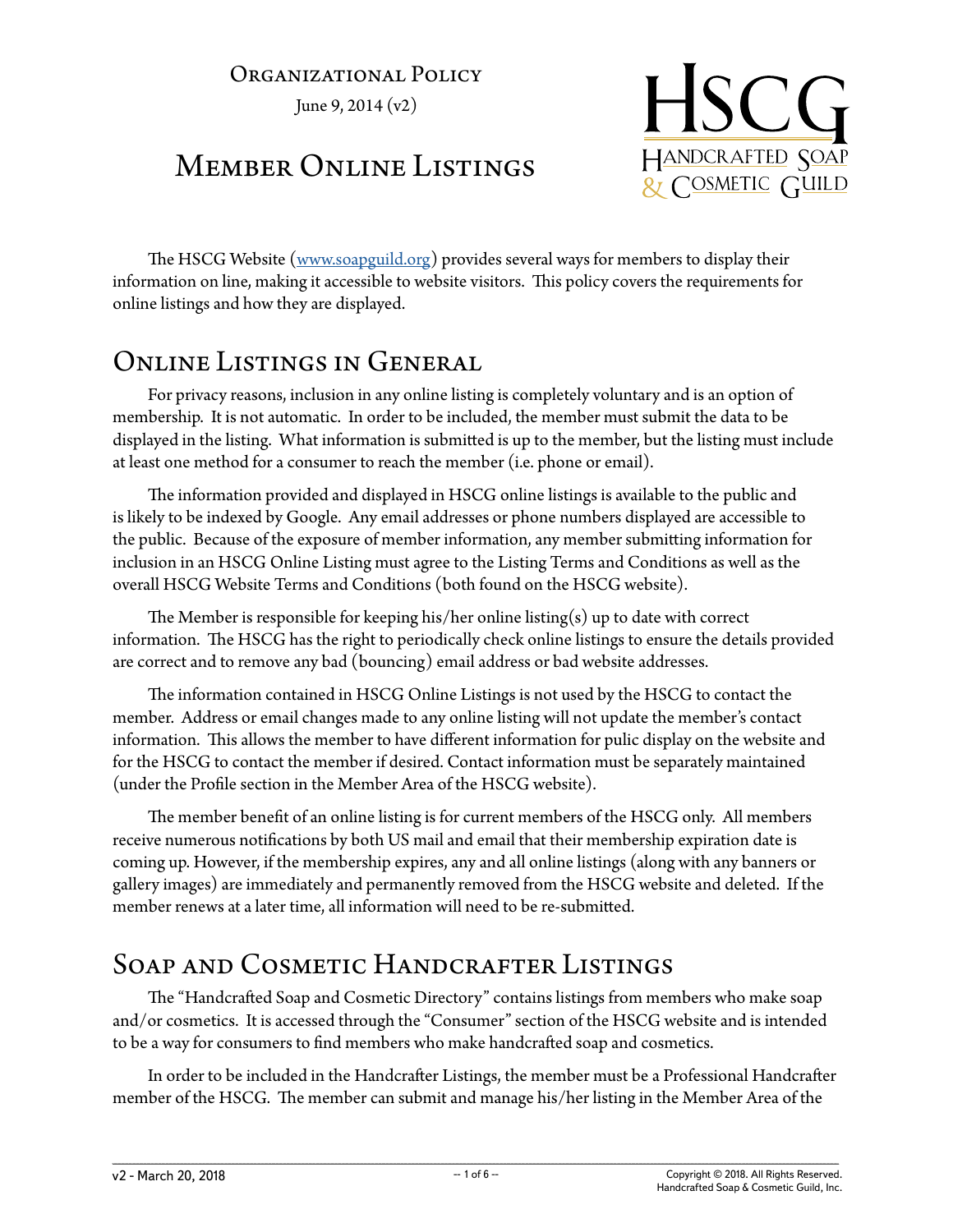Organizational Policy

June 9, 2014 (v2)

# Member Online Listings

The HSCG Website ([www.soapguild.org](http://www.soapguild.org)) provides several ways for members to display their information on line, making it accessible to website visitors. This policy covers the requirements for online listings and how they are displayed.

## Online Listings in General

For privacy reasons, inclusion in any online listing is completely voluntary and is an option of membership. It is not automatic. In order to be included, the member must submit the data to be displayed in the listing. What information is submitted is up to the member, but the listing must include at least one method for a consumer to reach the member (i.e. phone or email).

The information provided and displayed in HSCG online listings is available to the public and is likely to be indexed by Google. Any email addresses or phone numbers displayed are accessible to the public. Because of the exposure of member information, any member submitting information for inclusion in an HSCG Online Listing must agree to the Listing Terms and Conditions as well as the overall HSCG Website Terms and Conditions (both found on the HSCG website).

The Member is responsible for keeping his/her online listing(s) up to date with correct information. The HSCG has the right to periodically check online listings to ensure the details provided are correct and to remove any bad (bouncing) email address or bad website addresses.

The information contained in HSCG Online Listings is not used by the HSCG to contact the member. Address or email changes made to any online listing will not update the member's contact information. This allows the member to have different information for pulic display on the website and for the HSCG to contact the member if desired. Contact information must be separately maintained (under the Profile section in the Member Area of the HSCG website).

The member benefit of an online listing is for current members of the HSCG only. All members receive numerous notifications by both US mail and email that their membership expiration date is coming up. However, if the membership expires, any and all online listings (along with any banners or gallery images) are immediately and permanently removed from the HSCG website and deleted. If the member renews at a later time, all information will need to be re-submitted.

## Soap and Cosmetic Handcrafter Listings

The "Handcrafted Soap and Cosmetic Directory" contains listings from members who make soap and/or cosmetics. It is accessed through the "Consumer" section of the HSCG website and is intended to be a way for consumers to find members who make handcrafted soap and cosmetics.

In order to be included in the Handcrafter Listings, the member must be a Professional Handcrafter member of the HSCG. The member can submit and manage his/her listing in the Member Area of the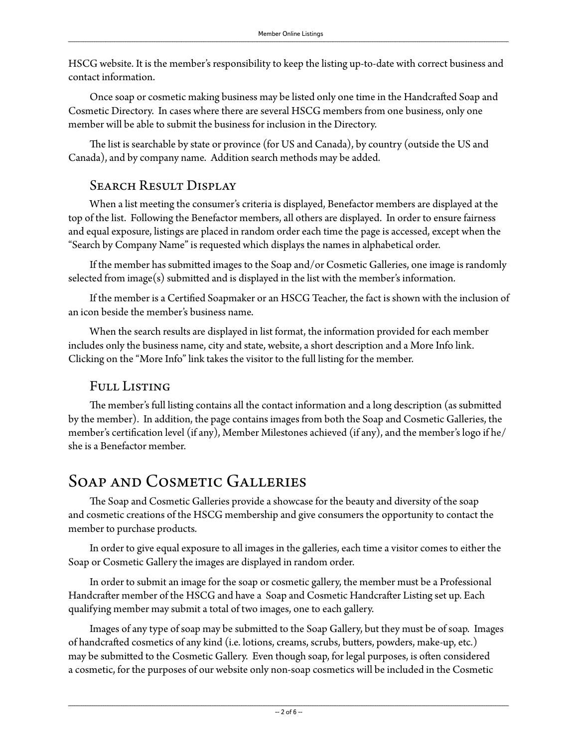HSCG website. It is the member's responsibility to keep the listing up-to-date with correct business and contact information.

Once soap or cosmetic making business may be listed only one time in the Handcrafted Soap and Cosmetic Directory. In cases where there are several HSCG members from one business, only one member will be able to submit the business for inclusion in the Directory.

The list is searchable by state or province (for US and Canada), by country (outside the US and Canada), and by company name. Addition search methods may be added.

### Search Result Display

When a list meeting the consumer's criteria is displayed, Benefactor members are displayed at the top of the list. Following the Benefactor members, all others are displayed. In order to ensure fairness and equal exposure, listings are placed in random order each time the page is accessed, except when the "Search by Company Name" is requested which displays the names in alphabetical order.

If the member has submitted images to the Soap and/or Cosmetic Galleries, one image is randomly selected from image(s) submitted and is displayed in the list with the member's information.

If the member is a Certified Soapmaker or an HSCG Teacher, the fact is shown with the inclusion of an icon beside the member's business name.

When the search results are displayed in list format, the information provided for each member includes only the business name, city and state, website, a short description and a More Info link. Clicking on the "More Info" link takes the visitor to the full listing for the member.

### Full Listing

The member's full listing contains all the contact information and a long description (as submitted by the member). In addition, the page contains images from both the Soap and Cosmetic Galleries, the member's certification level (if any), Member Milestones achieved (if any), and the member's logo if he/she is a Benefactor member.

## Soap and Cosmetic Galleries

The Soap and Cosmetic Galleries provide a showcase for the beauty and diversity of the soap and cosmetic creations of the HSCG membership and give consumers the opportunity to contact the member to purchase products.

In order to give equal exposure to all images in the galleries, each time a visitor comes to either the Soap or Cosmetic Gallery the images are displayed in random order.

In order to submit an image for the soap or cosmetic gallery, the member must be a Professional Handcrafter member of the HSCG and have a Soap and Cosmetic Handcrafter Listing set up. Each qualifying member may submit a total of two images, one to each gallery.

Images of any type of soap may be submitted to the Soap Gallery, but they must be of soap. Images of handcrafted cosmetics of any kind (i.e. lotions, creams, scrubs, butters, powders, make-up, etc.) may be submitted to the Cosmetic Gallery. Even though soap, for legal purposes, is often considered a cosmetic, for the purposes of our website only non-soap cosmetics will be included in the Cosmetic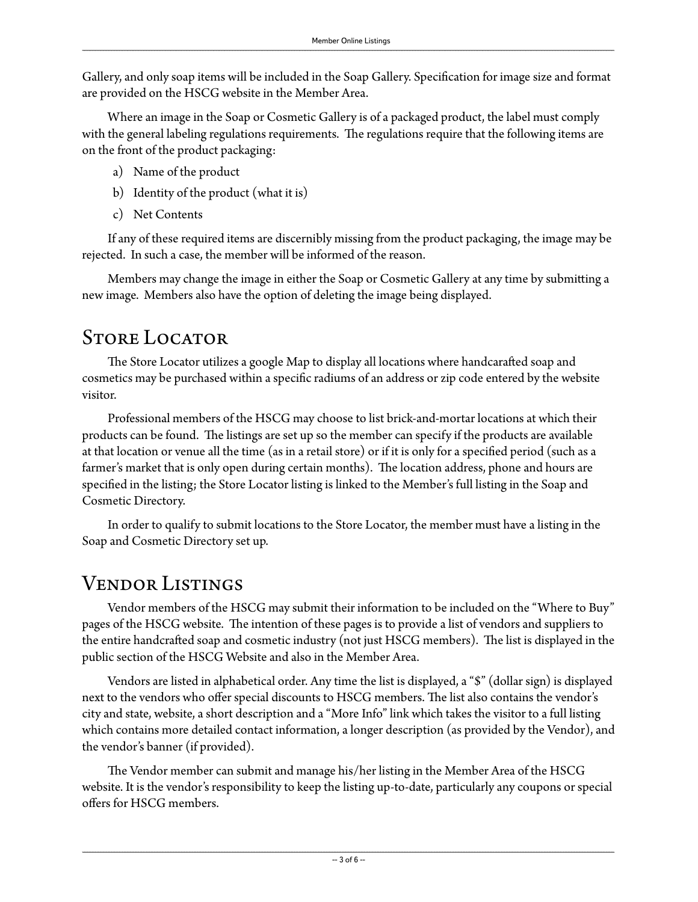Gallery, and only soap items will be included in the Soap Gallery. Specification for image size and format are provided on the HSCG website in the Member Area.

Where an image in the Soap or Cosmetic Gallery is of a packaged product, the label must comply with the general labeling regulations requirements. The regulations require that the following items are on the front of the product packaging:

a) Name of the product
b) Identity of the product (what it is)
c) Net Contents

If any of these required items are discernibly missing from the product packaging, the image may be rejected. In such a case, the member will be informed of the reason.

Members may change the image in either the Soap or Cosmetic Gallery at any time by submitting a new image. Members also have the option of deleting the image being displayed.

## Store Locator

The Store Locator utilizes a google Map to display all locations where handcarafted soap and cosmetics may be purchased within a specific radiums of an address or zip code entered by the website visitor.

Professional members of the HSCG may choose to list brick-and-mortar locations at which their products can be found. The listings are set up so the member can specify if the products are available at that location or venue all the time (as in a retail store) or if it is only for a specified period (such as a farmer's market that is only open during certain months). The location address, phone and hours are specified in the listing; the Store Locator listing is linked to the Member's full listing in the Soap and Cosmetic Directory.

In order to qualify to submit locations to the Store Locator, the member must have a listing in the Soap and Cosmetic Directory set up.

## Vendor Listings

Vendor members of the HSCG may submit their information to be included on the "Where to Buy" pages of the HSCG website. The intention of these pages is to provide a list of vendors and suppliers to the entire handcrafted soap and cosmetic industry (not just HSCG members). The list is displayed in the public section of the HSCG Website and also in the Member Area.

Vendors are listed in alphabetical order. Any time the list is displayed, a "$" (dollar sign) is displayed next to the vendors who offer special discounts to HSCG members. The list also contains the vendor's city and state, website, a short description and a "More Info" link which takes the visitor to a full listing which contains more detailed contact information, a longer description (as provided by the Vendor), and the vendor's banner (if provided).

The Vendor member can submit and manage his/her listing in the Member Area of the HSCG website. It is the vendor's responsibility to keep the listing up-to-date, particularly any coupons or special offers for HSCG members.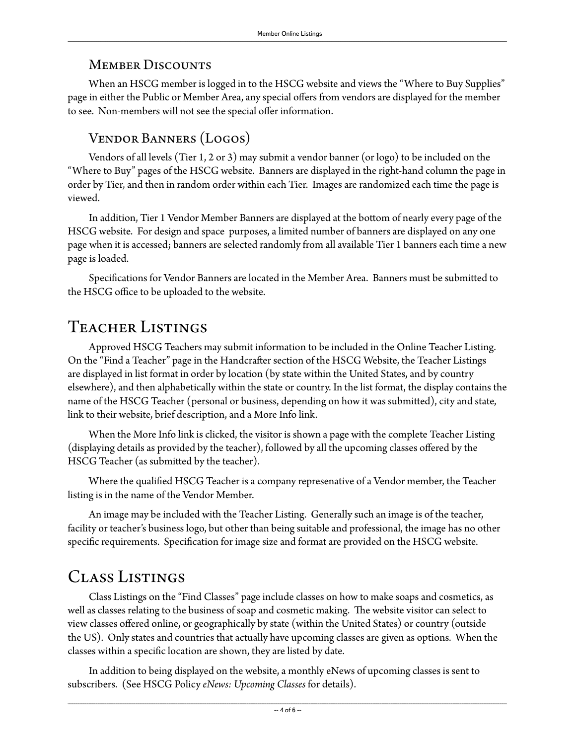### Member Discounts

When an HSCG member is logged in to the HSCG website and views the "Where to Buy Supplies" page in either the Public or Member Area, any special offers from vendors are displayed for the member to see. Non-members will not see the special offer information.

### Vendor Banners (Logos)

Vendors of all levels (Tier 1, 2 or 3) may submit a vendor banner (or logo) to be included on the "Where to Buy" pages of the HSCG website. Banners are displayed in the right-hand column the page in order by Tier, and then in random order within each Tier. Images are randomized each time the page is viewed.

In addition, Tier 1 Vendor Member Banners are displayed at the bottom of nearly every page of the HSCG website. For design and space purposes, a limited number of banners are displayed on any one page when it is accessed; banners are selected randomly from all available Tier 1 banners each time a new page is loaded.

Specifications for Vendor Banners are located in the Member Area. Banners must be submitted to the HSCG office to be uploaded to the website.

## Teacher Listings

Approved HSCG Teachers may submit information to be included in the Online Teacher Listing. On the "Find a Teacher" page in the Handcrafter section of the HSCG Website, the Teacher Listings are displayed in list format in order by location (by state within the United States, and by country elsewhere), and then alphabetically within the state or country. In the list format, the display contains the name of the HSCG Teacher (personal or business, depending on how it was submitted), city and state, link to their website, brief description, and a More Info link.

When the More Info link is clicked, the visitor is shown a page with the complete Teacher Listing (displaying details as provided by the teacher), followed by all the upcoming classes offered by the HSCG Teacher (as submitted by the teacher).

Where the qualified HSCG Teacher is a company represenative of a Vendor member, the Teacher listing is in the name of the Vendor Member.

An image may be included with the Teacher Listing. Generally such an image is of the teacher, facility or teacher's business logo, but other than being suitable and professional, the image has no other specific requirements. Specification for image size and format are provided on the HSCG website.

## Class Listings

Class Listings on the "Find Classes" page include classes on how to make soaps and cosmetics, as well as classes relating to the business of soap and cosmetic making. The website visitor can select to view classes offered online, or geographically by state (within the United States) or country (outside the US). Only states and countries that actually have upcoming classes are given as options. When the classes within a specific location are shown, they are listed by date.

In addition to being displayed on the website, a monthly eNews of upcoming classes is sent to subscribers. (See HSCG Policy *eNews: Upcoming Classes* for details).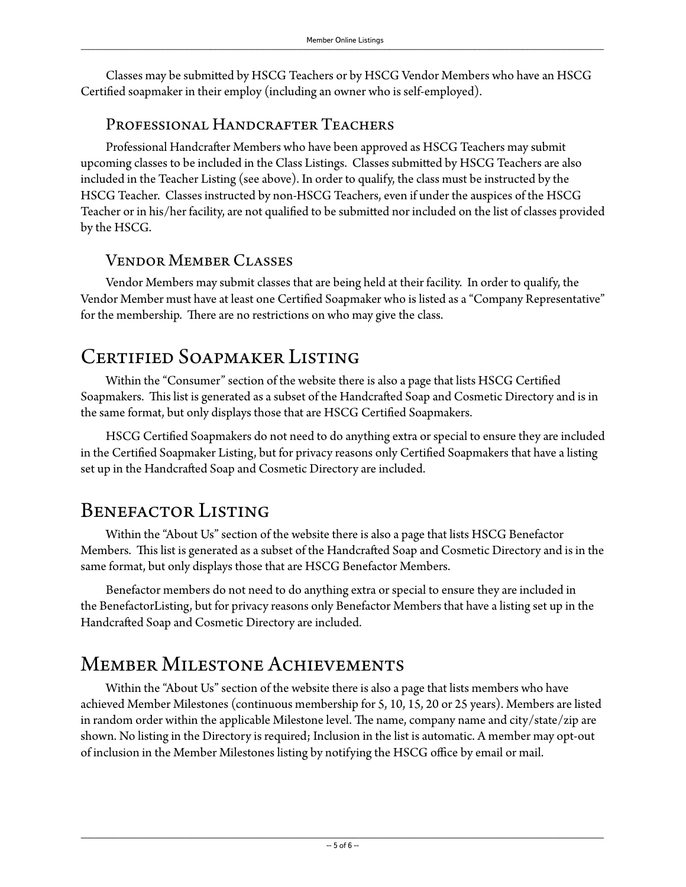Classes may be submitted by HSCG Teachers or by HSCG Vendor Members who have an HSCG Certified soapmaker in their employ (including an owner who is self-employed).

### Professional Handcrafter Teachers

Professional Handcrafter Members who have been approved as HSCG Teachers may submit upcoming classes to be included in the Class Listings. Classes submitted by HSCG Teachers are also included in the Teacher Listing (see above). In order to qualify, the class must be instructed by the HSCG Teacher. Classes instructed by non-HSCG Teachers, even if under the auspices of the HSCG Teacher or in his/her facility, are not qualified to be submitted nor included on the list of classes provided by the HSCG.

### Vendor Member Classes

Vendor Members may submit classes that are being held at their facility. In order to qualify, the Vendor Member must have at least one Certified Soapmaker who is listed as a "Company Representative" for the membership. There are no restrictions on who may give the class.

## Certified Soapmaker Listing

Within the "Consumer" section of the website there is also a page that lists HSCG Certified Soapmakers. This list is generated as a subset of the Handcrafted Soap and Cosmetic Directory and is in the same format, but only displays those that are HSCG Certified Soapmakers.

HSCG Certified Soapmakers do not need to do anything extra or special to ensure they are included in the Certified Soapmaker Listing, but for privacy reasons only Certified Soapmakers that have a listing set up in the Handcrafted Soap and Cosmetic Directory are included.

## Benefactor Listing

Within the "About Us" section of the website there is also a page that lists HSCG Benefactor Members. This list is generated as a subset of the Handcrafted Soap and Cosmetic Directory and is in the same format, but only displays those that are HSCG Benefactor Members.

Benefactor members do not need to do anything extra or special to ensure they are included in the BenefactorListing, but for privacy reasons only Benefactor Members that have a listing set up in the Handcrafted Soap and Cosmetic Directory are included.

## Member Milestone Achievements

Within the "About Us" section of the website there is also a page that lists members who have achieved Member Milestones (continuous membership for 5, 10, 15, 20 or 25 years). Members are listed in random order within the applicable Milestone level. The name, company name and city/state/zip are shown. No listing in the Directory is required; Inclusion in the list is automatic. A member may opt-out of inclusion in the Member Milestones listing by notifying the HSCG office by email or mail.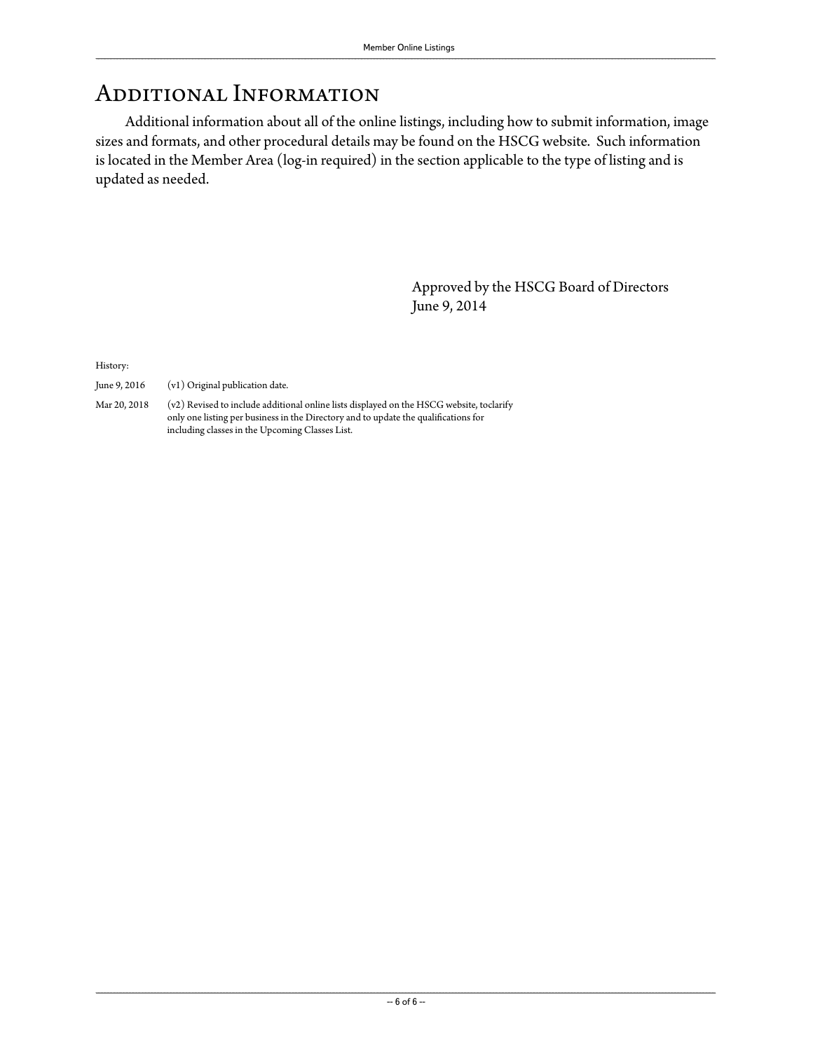# Additional Information

Additional information about all of the online listings, including how to submit information, image sizes and formats, and other procedural details may be found on the HSCG website. Such information is located in the Member Area (log-in required) in the section applicable to the type of listing and is updated as needed.

Approved by the HSCG Board of Directors
June 9, 2014

History:

| | |
|---|---|
| June 9, 2016 | (v1) Original publication date. |
| Mar 20, 2018 | (v2) Revised to include additional online lists displayed on the HSCG website, toclarify only one listing per business in the Directory and to update the qualifications for including classes in the Upcoming Classes List. |